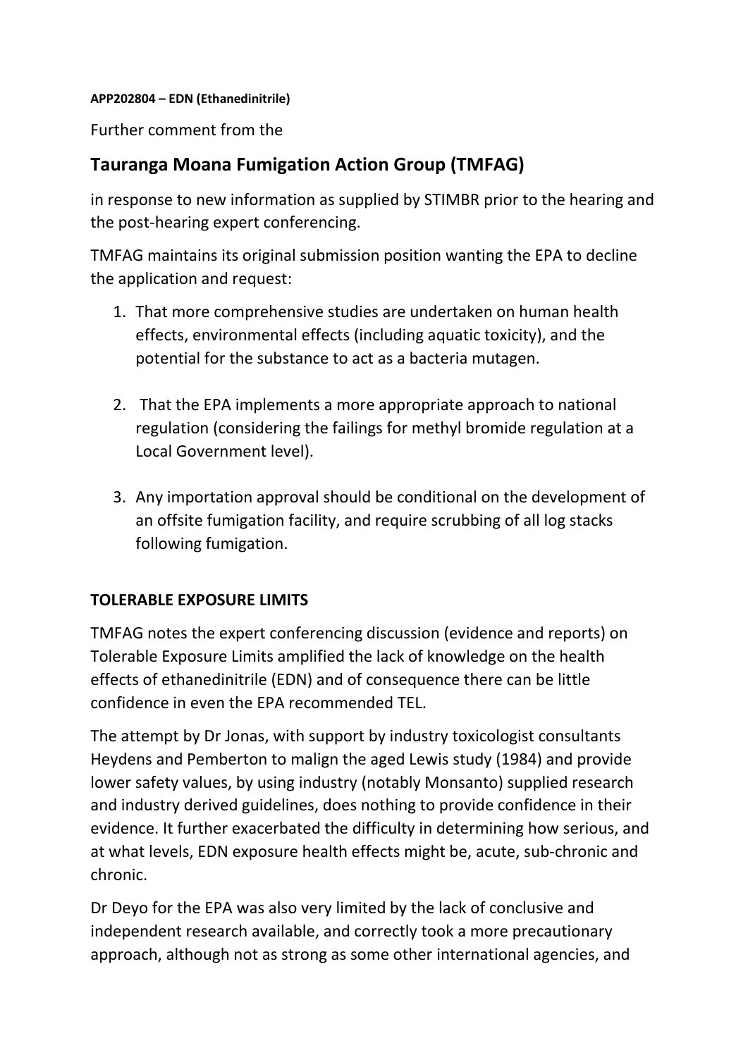**APP202804 – EDN (Ethanedinitrile)**

Further comment from the

## Tauranga Moana Fumigation Action Group (TMFAG)

in response to new information as supplied by STIMBR prior to the hearing and the post-hearing expert conferencing.

TMFAG maintains its original submission position wanting the EPA to decline the application and request:

1. That more comprehensive studies are undertaken on human health effects, environmental effects (including aquatic toxicity), and the potential for the substance to act as a bacteria mutagen.

2. That the EPA implements a more appropriate approach to national regulation (considering the failings for methyl bromide regulation at a Local Government level).

3. Any importation approval should be conditional on the development of an offsite fumigation facility, and require scrubbing of all log stacks following fumigation.

**TOLERABLE EXPOSURE LIMITS**

TMFAG notes the expert conferencing discussion (evidence and reports) on Tolerable Exposure Limits amplified the lack of knowledge on the health effects of ethanedinitrile (EDN) and of consequence there can be little confidence in even the EPA recommended TEL.

The attempt by Dr Jonas, with support by industry toxicologist consultants Heydens and Pemberton to malign the aged Lewis study (1984) and provide lower safety values, by using industry (notably Monsanto) supplied research and industry derived guidelines, does nothing to provide confidence in their evidence. It further exacerbated the difficulty in determining how serious, and at what levels, EDN exposure health effects might be, acute, sub-chronic and chronic.

Dr Deyo for the EPA was also very limited by the lack of conclusive and independent research available, and correctly took a more precautionary approach, although not as strong as some other international agencies, and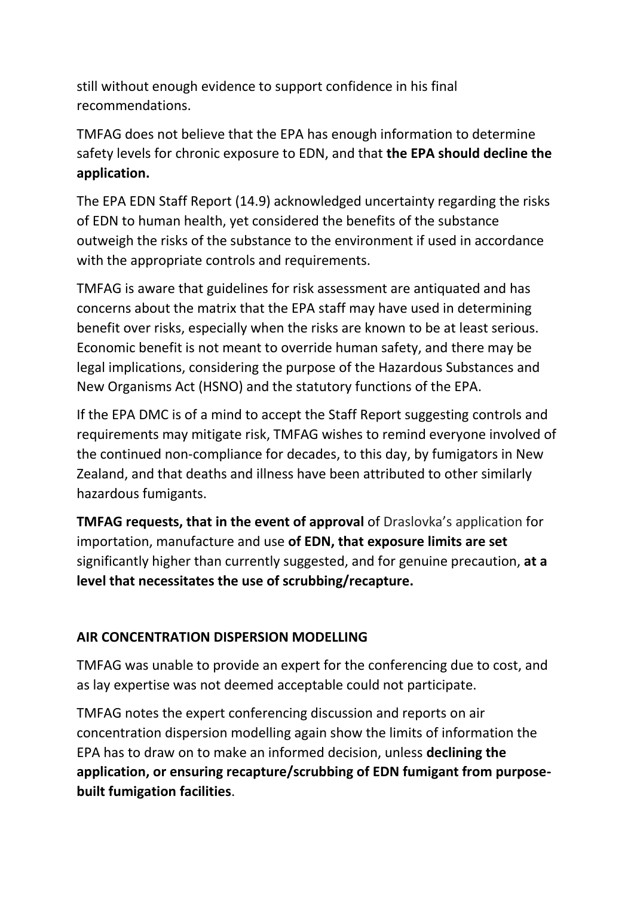still without enough evidence to support confidence in his final recommendations.

TMFAG does not believe that the EPA has enough information to determine safety levels for chronic exposure to EDN, and that **the EPA should decline the application.**

The EPA EDN Staff Report (14.9) acknowledged uncertainty regarding the risks of EDN to human health, yet considered the benefits of the substance outweigh the risks of the substance to the environment if used in accordance with the appropriate controls and requirements.

TMFAG is aware that guidelines for risk assessment are antiquated and has concerns about the matrix that the EPA staff may have used in determining benefit over risks, especially when the risks are known to be at least serious. Economic benefit is not meant to override human safety, and there may be legal implications, considering the purpose of the Hazardous Substances and New Organisms Act (HSNO) and the statutory functions of the EPA.

If the EPA DMC is of a mind to accept the Staff Report suggesting controls and requirements may mitigate risk, TMFAG wishes to remind everyone involved of the continued non-compliance for decades, to this day, by fumigators in New Zealand, and that deaths and illness have been attributed to other similarly hazardous fumigants.

**TMFAG requests, that in the event of approval** of Draslovka's application for importation, manufacture and use **of EDN, that exposure limits are set** significantly higher than currently suggested, and for genuine precaution, **at a level that necessitates the use of scrubbing/recapture.**

## AIR CONCENTRATION DISPERSION MODELLING

TMFAG was unable to provide an expert for the conferencing due to cost, and as lay expertise was not deemed acceptable could not participate.

TMFAG notes the expert conferencing discussion and reports on air concentration dispersion modelling again show the limits of information the EPA has to draw on to make an informed decision, unless **declining the application, or ensuring recapture/scrubbing of EDN fumigant from purpose-built fumigation facilities**.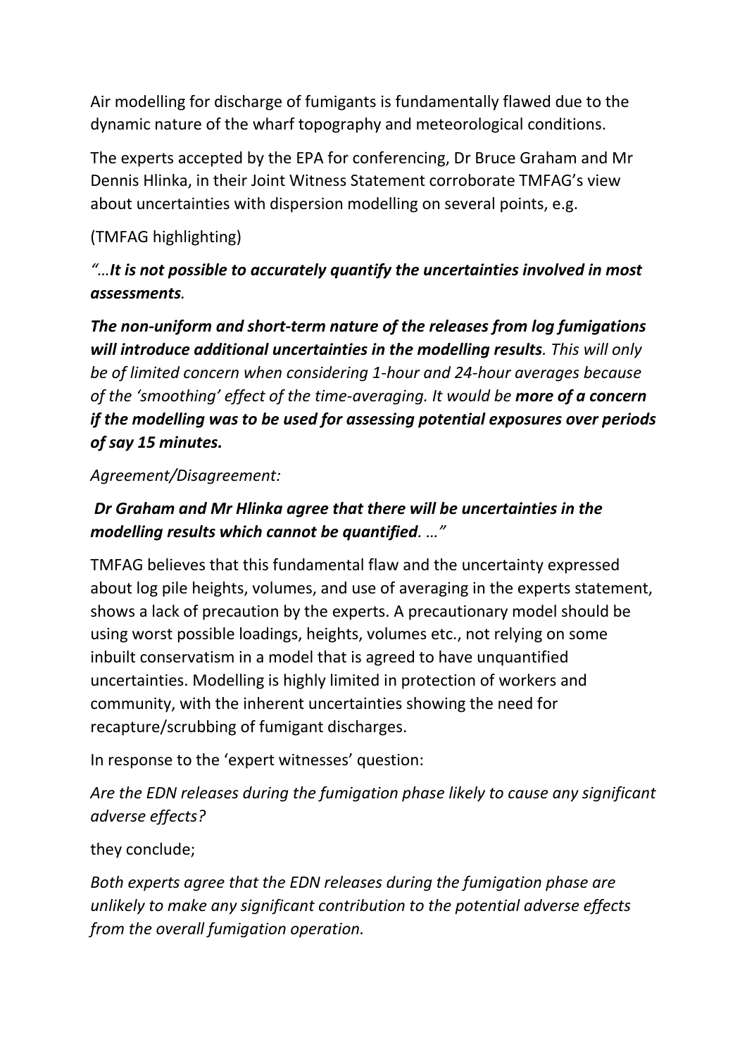Air modelling for discharge of fumigants is fundamentally flawed due to the dynamic nature of the wharf topography and meteorological conditions.

The experts accepted by the EPA for conferencing, Dr Bruce Graham and Mr Dennis Hlinka, in their Joint Witness Statement corroborate TMFAG's view about uncertainties with dispersion modelling on several points, e.g.

(TMFAG highlighting)

*"…**It is not possible to accurately quantify the uncertainties involved in most assessments**.*

***The non-uniform and short-term nature of the releases from log fumigations will introduce additional uncertainties in the modelling results**. This will only be of limited concern when considering 1-hour and 24-hour averages because of the 'smoothing' effect of the time-averaging. It would be **more of a concern if the modelling was to be used for assessing potential exposures over periods of say 15 minutes.***

*Agreement/Disagreement:*

***Dr Graham and Mr Hlinka agree that there will be uncertainties in the modelling results which cannot be quantified**. …"*

TMFAG believes that this fundamental flaw and the uncertainty expressed about log pile heights, volumes, and use of averaging in the experts statement, shows a lack of precaution by the experts. A precautionary model should be using worst possible loadings, heights, volumes etc., not relying on some inbuilt conservatism in a model that is agreed to have unquantified uncertainties. Modelling is highly limited in protection of workers and community, with the inherent uncertainties showing the need for recapture/scrubbing of fumigant discharges.

In response to the 'expert witnesses' question:

*Are the EDN releases during the fumigation phase likely to cause any significant adverse effects?*

they conclude;

*Both experts agree that the EDN releases during the fumigation phase are unlikely to make any significant contribution to the potential adverse effects from the overall fumigation operation.*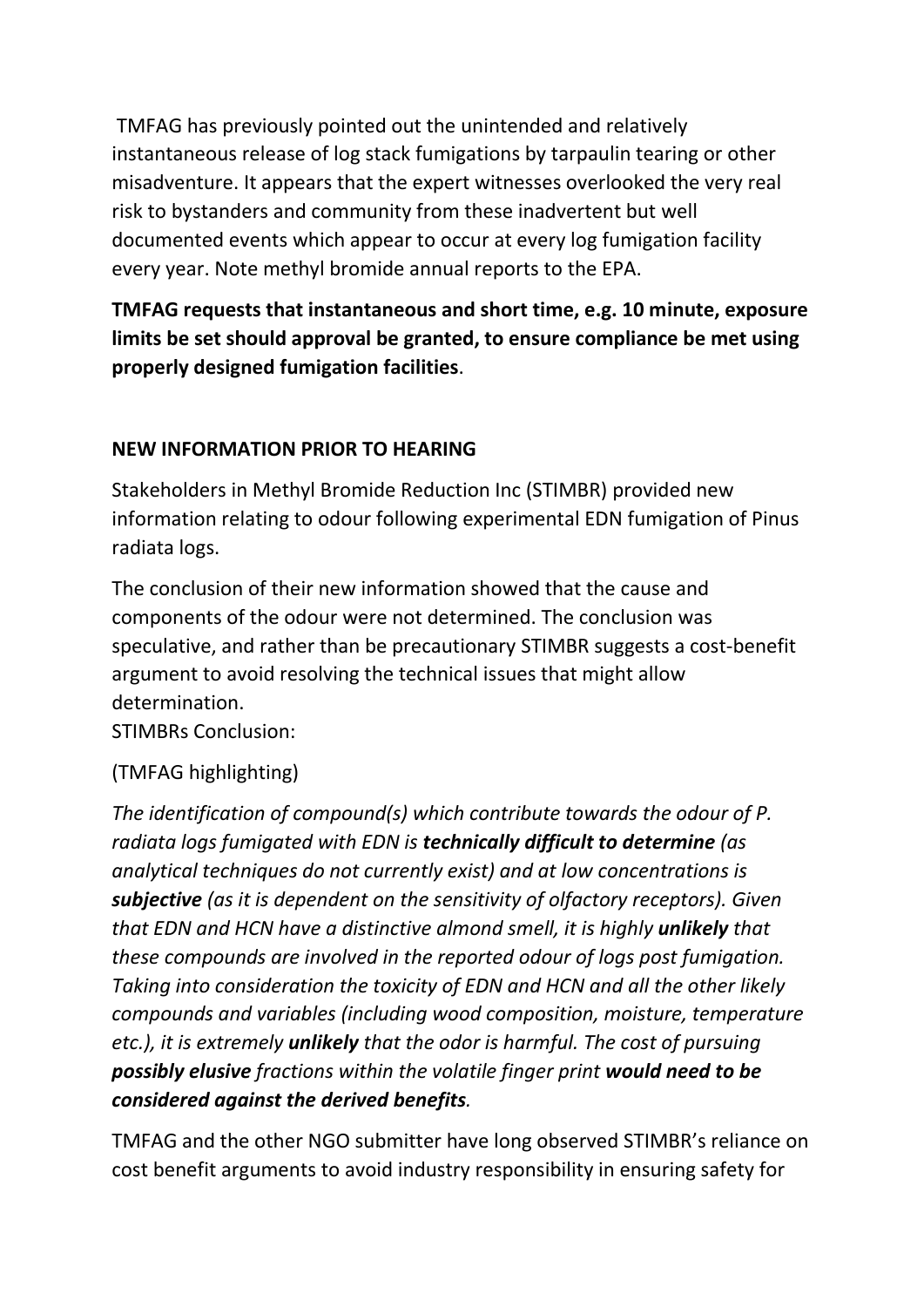TMFAG has previously pointed out the unintended and relatively instantaneous release of log stack fumigations by tarpaulin tearing or other misadventure. It appears that the expert witnesses overlooked the very real risk to bystanders and community from these inadvertent but well documented events which appear to occur at every log fumigation facility every year. Note methyl bromide annual reports to the EPA.

**TMFAG requests that instantaneous and short time, e.g. 10 minute, exposure limits be set should approval be granted, to ensure compliance be met using properly designed fumigation facilities**.

## NEW INFORMATION PRIOR TO HEARING

Stakeholders in Methyl Bromide Reduction Inc (STIMBR) provided new information relating to odour following experimental EDN fumigation of Pinus radiata logs.

The conclusion of their new information showed that the cause and components of the odour were not determined. The conclusion was speculative, and rather than be precautionary STIMBR suggests a cost-benefit argument to avoid resolving the technical issues that might allow determination.
STIMBRs Conclusion:

(TMFAG highlighting)

*The identification of compound(s) which contribute towards the odour of P. radiata logs fumigated with EDN is **technically difficult to determine** (as analytical techniques do not currently exist) and at low concentrations is **subjective** (as it is dependent on the sensitivity of olfactory receptors). Given that EDN and HCN have a distinctive almond smell, it is highly **unlikely** that these compounds are involved in the reported odour of logs post fumigation. Taking into consideration the toxicity of EDN and HCN and all the other likely compounds and variables (including wood composition, moisture, temperature etc.), it is extremely **unlikely** that the odor is harmful. The cost of pursuing **possibly elusive** fractions within the volatile finger print **would need to be considered against the derived benefits**.*

TMFAG and the other NGO submitter have long observed STIMBR's reliance on cost benefit arguments to avoid industry responsibility in ensuring safety for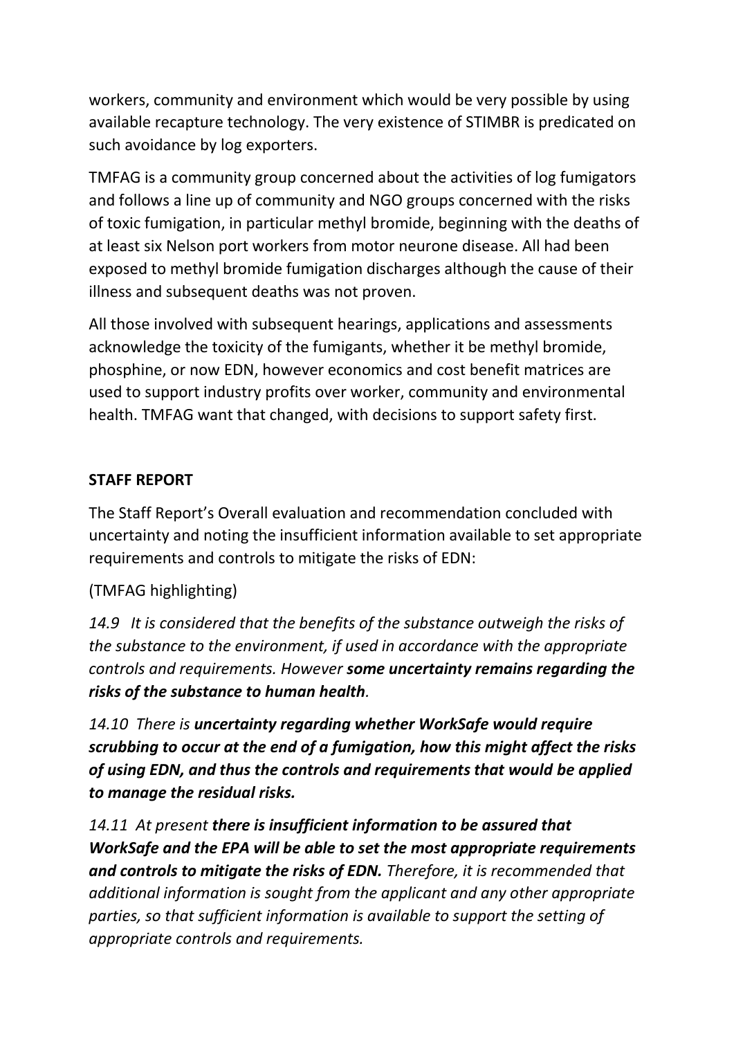workers, community and environment which would be very possible by using available recapture technology. The very existence of STIMBR is predicated on such avoidance by log exporters.

TMFAG is a community group concerned about the activities of log fumigators and follows a line up of community and NGO groups concerned with the risks of toxic fumigation, in particular methyl bromide, beginning with the deaths of at least six Nelson port workers from motor neurone disease. All had been exposed to methyl bromide fumigation discharges although the cause of their illness and subsequent deaths was not proven.

All those involved with subsequent hearings, applications and assessments acknowledge the toxicity of the fumigants, whether it be methyl bromide, phosphine, or now EDN, however economics and cost benefit matrices are used to support industry profits over worker, community and environmental health. TMFAG want that changed, with decisions to support safety first.

**STAFF REPORT**

The Staff Report's Overall evaluation and recommendation concluded with uncertainty and noting the insufficient information available to set appropriate requirements and controls to mitigate the risks of EDN:

(TMFAG highlighting)

*14.9 It is considered that the benefits of the substance outweigh the risks of the substance to the environment, if used in accordance with the appropriate controls and requirements. However* ***some uncertainty remains regarding the risks of the substance to human health****.*

*14.10 There is* ***uncertainty regarding whether WorkSafe would require scrubbing to occur at the end of a fumigation, how this might affect the risks of using EDN, and thus the controls and requirements that would be applied to manage the residual risks.***

*14.11 At present* ***there is insufficient information to be assured that WorkSafe and the EPA will be able to set the most appropriate requirements and controls to mitigate the risks of EDN.*** *Therefore, it is recommended that additional information is sought from the applicant and any other appropriate parties, so that sufficient information is available to support the setting of appropriate controls and requirements.*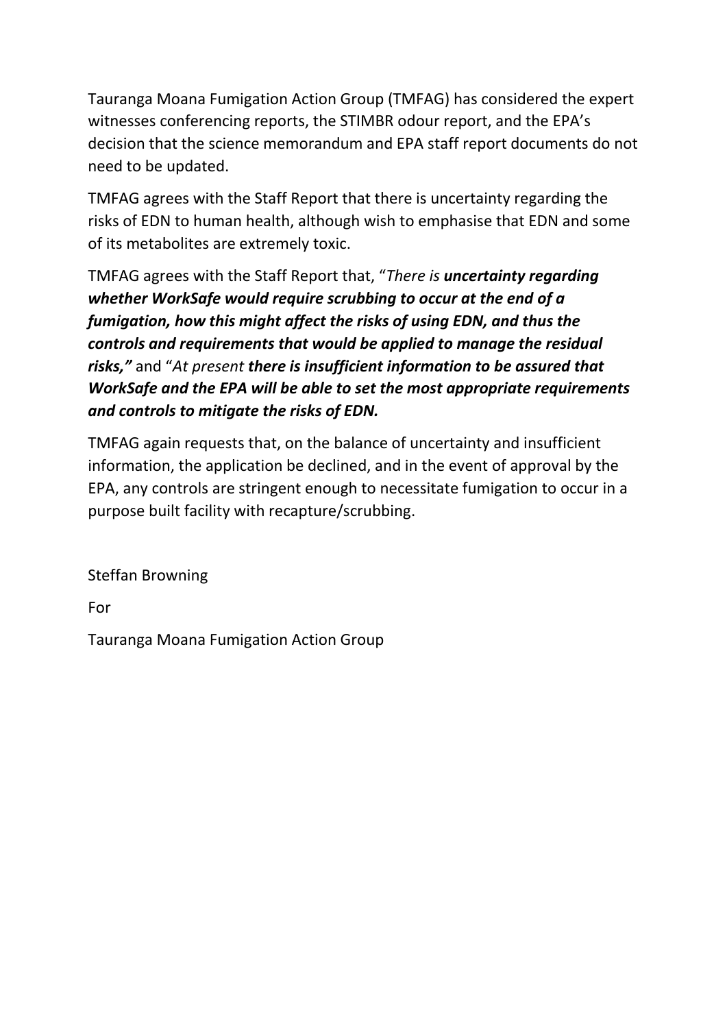Tauranga Moana Fumigation Action Group (TMFAG) has considered the expert witnesses conferencing reports, the STIMBR odour report, and the EPA's decision that the science memorandum and EPA staff report documents do not need to be updated.

TMFAG agrees with the Staff Report that there is uncertainty regarding the risks of EDN to human health, although wish to emphasise that EDN and some of its metabolites are extremely toxic.

TMFAG agrees with the Staff Report that, "*There is **uncertainty regarding whether WorkSafe would require scrubbing to occur at the end of a fumigation, how this might affect the risks of using EDN, and thus the controls and requirements that would be applied to manage the residual risks,"*** and "*At present **there is insufficient information to be assured that WorkSafe and the EPA will be able to set the most appropriate requirements and controls to mitigate the risks of EDN.***

TMFAG again requests that, on the balance of uncertainty and insufficient information, the application be declined, and in the event of approval by the EPA, any controls are stringent enough to necessitate fumigation to occur in a purpose built facility with recapture/scrubbing.

Steffan Browning

For

Tauranga Moana Fumigation Action Group